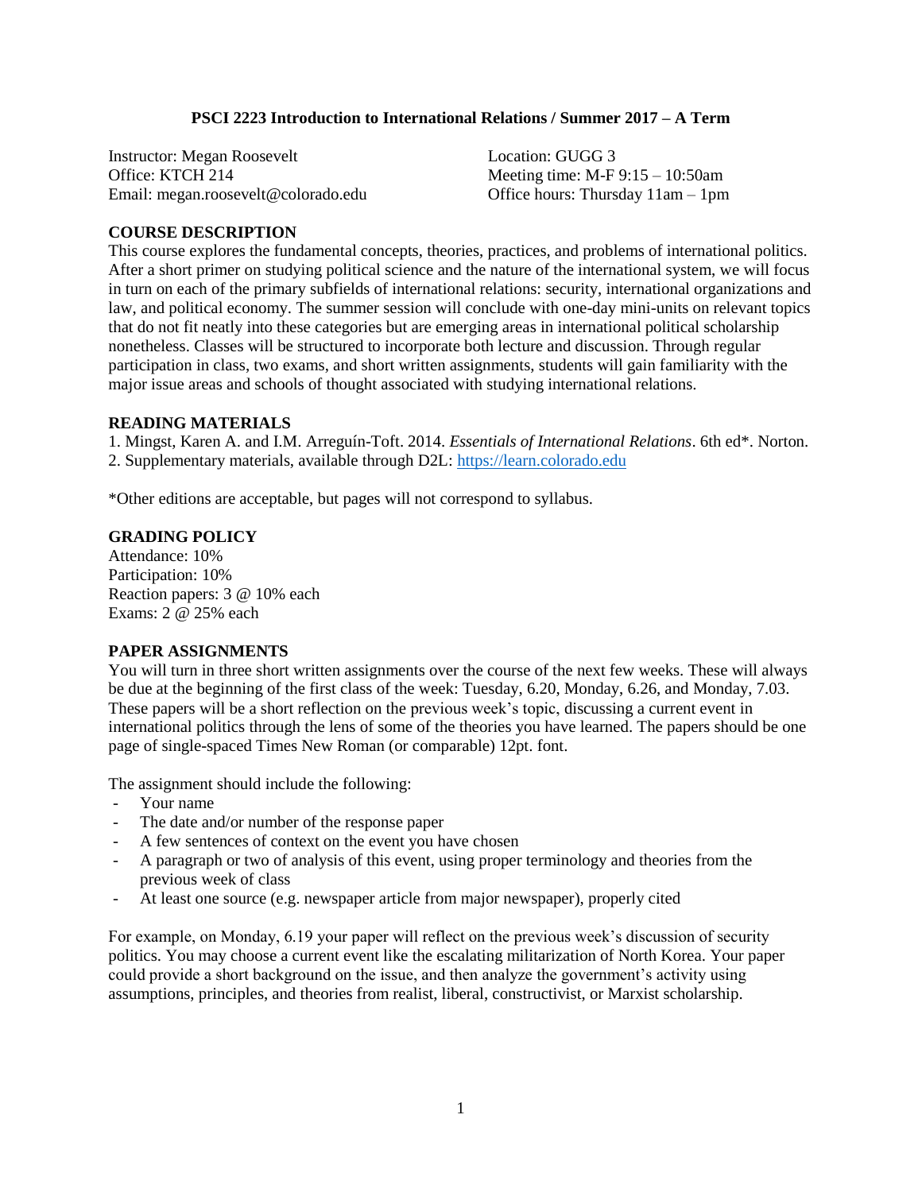# PSCI 2223 Introduction to International Relations / Summer 2017 – A Term

Instructor: Megan Roosevelt
Office: KTCH 214
Email: megan.roosevelt@colorado.edu

Location: GUGG 3
Meeting time: M-F 9:15 – 10:50am
Office hours: Thursday 11am – 1pm

## COURSE DESCRIPTION

This course explores the fundamental concepts, theories, practices, and problems of international politics. After a short primer on studying political science and the nature of the international system, we will focus in turn on each of the primary subfields of international relations: security, international organizations and law, and political economy. The summer session will conclude with one-day mini-units on relevant topics that do not fit neatly into these categories but are emerging areas in international political scholarship nonetheless. Classes will be structured to incorporate both lecture and discussion. Through regular participation in class, two exams, and short written assignments, students will gain familiarity with the major issue areas and schools of thought associated with studying international relations.

## READING MATERIALS

1. Mingst, Karen A. and I.M. Arreguín-Toft. 2014. *Essentials of International Relations*. 6th ed*. Norton.
2. Supplementary materials, available through D2L: https://learn.colorado.edu

*Other editions are acceptable, but pages will not correspond to syllabus.

## GRADING POLICY

Attendance: 10%
Participation: 10%
Reaction papers: 3 @ 10% each
Exams: 2 @ 25% each

## PAPER ASSIGNMENTS

You will turn in three short written assignments over the course of the next few weeks. These will always be due at the beginning of the first class of the week: Tuesday, 6.20, Monday, 6.26, and Monday, 7.03. These papers will be a short reflection on the previous week's topic, discussing a current event in international politics through the lens of some of the theories you have learned. The papers should be one page of single-spaced Times New Roman (or comparable) 12pt. font.

The assignment should include the following:

- Your name
- The date and/or number of the response paper
- A few sentences of context on the event you have chosen
- A paragraph or two of analysis of this event, using proper terminology and theories from the previous week of class
- At least one source (e.g. newspaper article from major newspaper), properly cited

For example, on Monday, 6.19 your paper will reflect on the previous week's discussion of security politics. You may choose a current event like the escalating militarization of North Korea. Your paper could provide a short background on the issue, and then analyze the government's activity using assumptions, principles, and theories from realist, liberal, constructivist, or Marxist scholarship.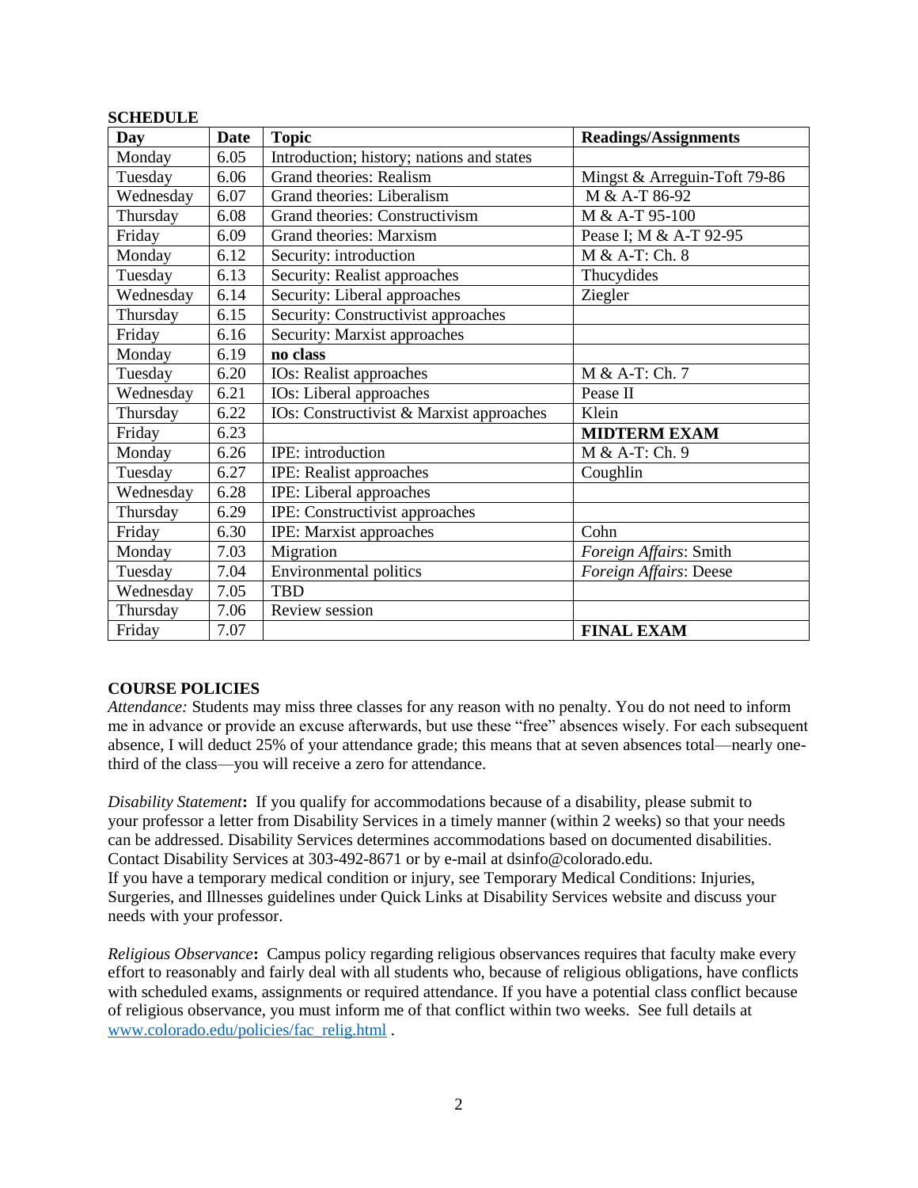## SCHEDULE

| Day | Date | Topic | Readings/Assignments |
|---|---|---|---|
| Monday | 6.05 | Introduction; history; nations and states | |
| Tuesday | 6.06 | Grand theories: Realism | Mingst & Arreguin-Toft 79-86 |
| Wednesday | 6.07 | Grand theories: Liberalism | M & A-T 86-92 |
| Thursday | 6.08 | Grand theories: Constructivism | M & A-T 95-100 |
| Friday | 6.09 | Grand theories: Marxism | Pease I; M & A-T 92-95 |
| Monday | 6.12 | Security: introduction | M & A-T: Ch. 8 |
| Tuesday | 6.13 | Security: Realist approaches | Thucydides |
| Wednesday | 6.14 | Security: Liberal approaches | Ziegler |
| Thursday | 6.15 | Security: Constructivist approaches | |
| Friday | 6.16 | Security: Marxist approaches | |
| Monday | 6.19 | **no class** | |
| Tuesday | 6.20 | IOs: Realist approaches | M & A-T: Ch. 7 |
| Wednesday | 6.21 | IOs: Liberal approaches | Pease II |
| Thursday | 6.22 | IOs: Constructivist & Marxist approaches | Klein |
| Friday | 6.23 | | **MIDTERM EXAM** |
| Monday | 6.26 | IPE: introduction | M & A-T: Ch. 9 |
| Tuesday | 6.27 | IPE: Realist approaches | Coughlin |
| Wednesday | 6.28 | IPE: Liberal approaches | |
| Thursday | 6.29 | IPE: Constructivist approaches | |
| Friday | 6.30 | IPE: Marxist approaches | Cohn |
| Monday | 7.03 | Migration | *Foreign Affairs*: Smith |
| Tuesday | 7.04 | Environmental politics | *Foreign Affairs*: Deese |
| Wednesday | 7.05 | TBD | |
| Thursday | 7.06 | Review session | |
| Friday | 7.07 | | **FINAL EXAM** |

## COURSE POLICIES

*Attendance:* Students may miss three classes for any reason with no penalty. You do not need to inform me in advance or provide an excuse afterwards, but use these "free" absences wisely. For each subsequent absence, I will deduct 25% of your attendance grade; this means that at seven absences total—nearly one-third of the class—you will receive a zero for attendance.

*Disability Statement***:** If you qualify for accommodations because of a disability, please submit to your professor a letter from Disability Services in a timely manner (within 2 weeks) so that your needs can be addressed. Disability Services determines accommodations based on documented disabilities. Contact Disability Services at 303-492-8671 or by e-mail at dsinfo@colorado.edu.
If you have a temporary medical condition or injury, see Temporary Medical Conditions: Injuries, Surgeries, and Illnesses guidelines under Quick Links at Disability Services website and discuss your needs with your professor.

*Religious Observance***:** Campus policy regarding religious observances requires that faculty make every effort to reasonably and fairly deal with all students who, because of religious obligations, have conflicts with scheduled exams, assignments or required attendance. If you have a potential class conflict because of religious observance, you must inform me of that conflict within two weeks. See full details at www.colorado.edu/policies/fac_relig.html .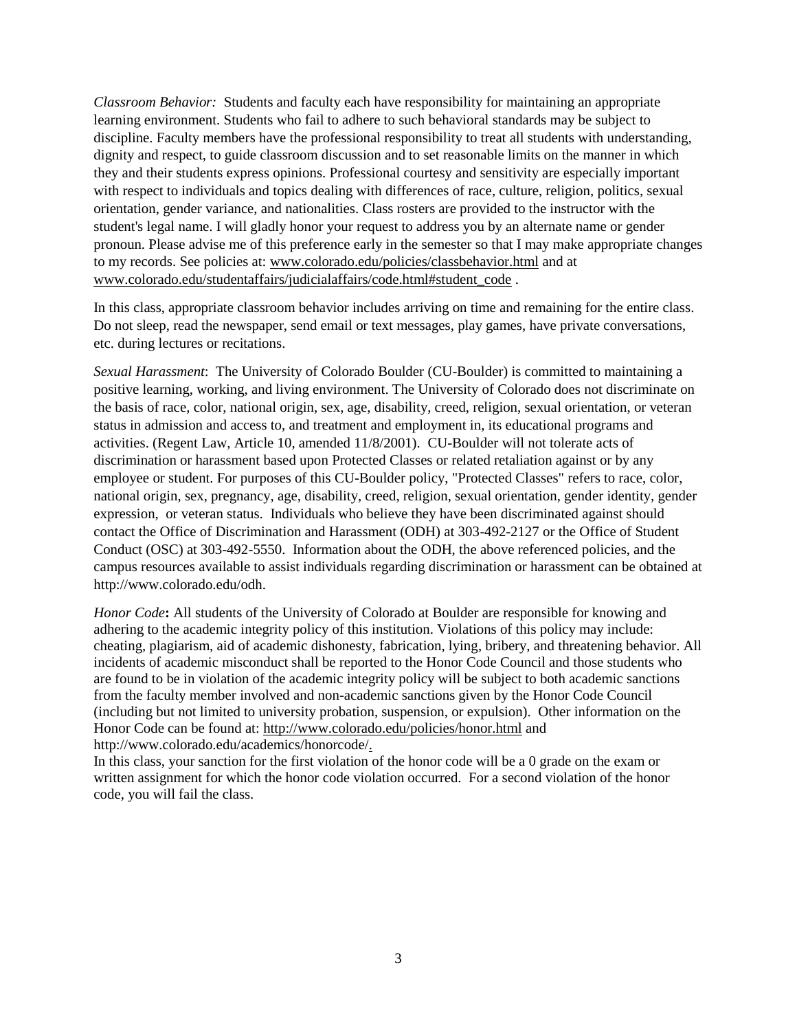*Classroom Behavior:* Students and faculty each have responsibility for maintaining an appropriate learning environment. Students who fail to adhere to such behavioral standards may be subject to discipline. Faculty members have the professional responsibility to treat all students with understanding, dignity and respect, to guide classroom discussion and to set reasonable limits on the manner in which they and their students express opinions. Professional courtesy and sensitivity are especially important with respect to individuals and topics dealing with differences of race, culture, religion, politics, sexual orientation, gender variance, and nationalities. Class rosters are provided to the instructor with the student's legal name. I will gladly honor your request to address you by an alternate name or gender pronoun. Please advise me of this preference early in the semester so that I may make appropriate changes to my records. See policies at: www.colorado.edu/policies/classbehavior.html and at www.colorado.edu/studentaffairs/judicialaffairs/code.html#student_code .

In this class, appropriate classroom behavior includes arriving on time and remaining for the entire class. Do not sleep, read the newspaper, send email or text messages, play games, have private conversations, etc. during lectures or recitations.

*Sexual Harassment*: The University of Colorado Boulder (CU-Boulder) is committed to maintaining a positive learning, working, and living environment. The University of Colorado does not discriminate on the basis of race, color, national origin, sex, age, disability, creed, religion, sexual orientation, or veteran status in admission and access to, and treatment and employment in, its educational programs and activities. (Regent Law, Article 10, amended 11/8/2001). CU-Boulder will not tolerate acts of discrimination or harassment based upon Protected Classes or related retaliation against or by any employee or student. For purposes of this CU-Boulder policy, "Protected Classes" refers to race, color, national origin, sex, pregnancy, age, disability, creed, religion, sexual orientation, gender identity, gender expression, or veteran status. Individuals who believe they have been discriminated against should contact the Office of Discrimination and Harassment (ODH) at 303-492-2127 or the Office of Student Conduct (OSC) at 303-492-5550. Information about the ODH, the above referenced policies, and the campus resources available to assist individuals regarding discrimination or harassment can be obtained at http://www.colorado.edu/odh.

*Honor Code***:** All students of the University of Colorado at Boulder are responsible for knowing and adhering to the academic integrity policy of this institution. Violations of this policy may include: cheating, plagiarism, aid of academic dishonesty, fabrication, lying, bribery, and threatening behavior. All incidents of academic misconduct shall be reported to the Honor Code Council and those students who are found to be in violation of the academic integrity policy will be subject to both academic sanctions from the faculty member involved and non-academic sanctions given by the Honor Code Council (including but not limited to university probation, suspension, or expulsion). Other information on the Honor Code can be found at: http://www.colorado.edu/policies/honor.html and http://www.colorado.edu/academics/honorcode/.

In this class, your sanction for the first violation of the honor code will be a 0 grade on the exam or written assignment for which the honor code violation occurred. For a second violation of the honor code, you will fail the class.